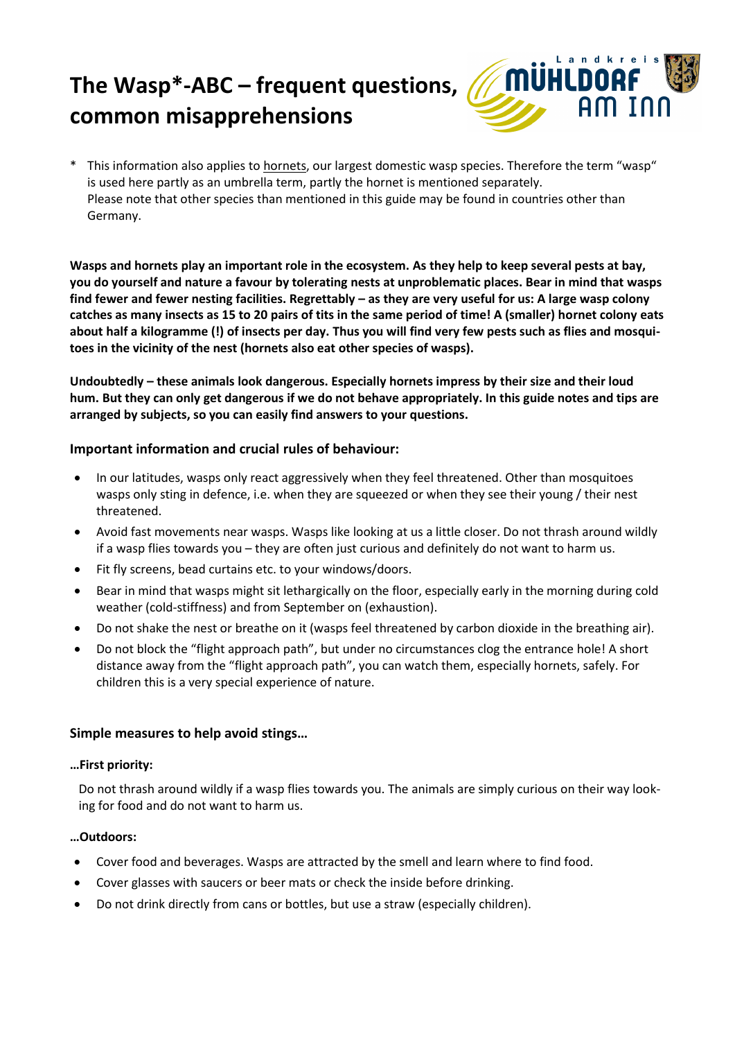# The Wasp*-ABC – frequent questions, common misapprehensions

\* This information also applies to hornets, our largest domestic wasp species. Therefore the term "wasp" is used here partly as an umbrella term, partly the hornet is mentioned separately.
Please note that other species than mentioned in this guide may be found in countries other than Germany.

**Wasps and hornets play an important role in the ecosystem. As they help to keep several pests at bay, you do yourself and nature a favour by tolerating nests at unproblematic places. Bear in mind that wasps find fewer and fewer nesting facilities. Regrettably – as they are very useful for us: A large wasp colony catches as many insects as 15 to 20 pairs of tits in the same period of time! A (smaller) hornet colony eats about half a kilogramme (!) of insects per day. Thus you will find very few pests such as flies and mosquitoes in the vicinity of the nest (hornets also eat other species of wasps).**

**Undoubtedly – these animals look dangerous. Especially hornets impress by their size and their loud hum. But they can only get dangerous if we do not behave appropriately. In this guide notes and tips are arranged by subjects, so you can easily find answers to your questions.**

### Important information and crucial rules of behaviour:

- In our latitudes, wasps only react aggressively when they feel threatened. Other than mosquitoes wasps only sting in defence, i.e. when they are squeezed or when they see their young / their nest threatened.
- Avoid fast movements near wasps. Wasps like looking at us a little closer. Do not thrash around wildly if a wasp flies towards you – they are often just curious and definitely do not want to harm us.
- Fit fly screens, bead curtains etc. to your windows/doors.
- Bear in mind that wasps might sit lethargically on the floor, especially early in the morning during cold weather (cold-stiffness) and from September on (exhaustion).
- Do not shake the nest or breathe on it (wasps feel threatened by carbon dioxide in the breathing air).
- Do not block the "flight approach path", but under no circumstances clog the entrance hole! A short distance away from the "flight approach path", you can watch them, especially hornets, safely. For children this is a very special experience of nature.

### Simple measures to help avoid stings…

#### …First priority:

Do not thrash around wildly if a wasp flies towards you. The animals are simply curious on their way looking for food and do not want to harm us.

#### …Outdoors:

- Cover food and beverages. Wasps are attracted by the smell and learn where to find food.
- Cover glasses with saucers or beer mats or check the inside before drinking.
- Do not drink directly from cans or bottles, but use a straw (especially children).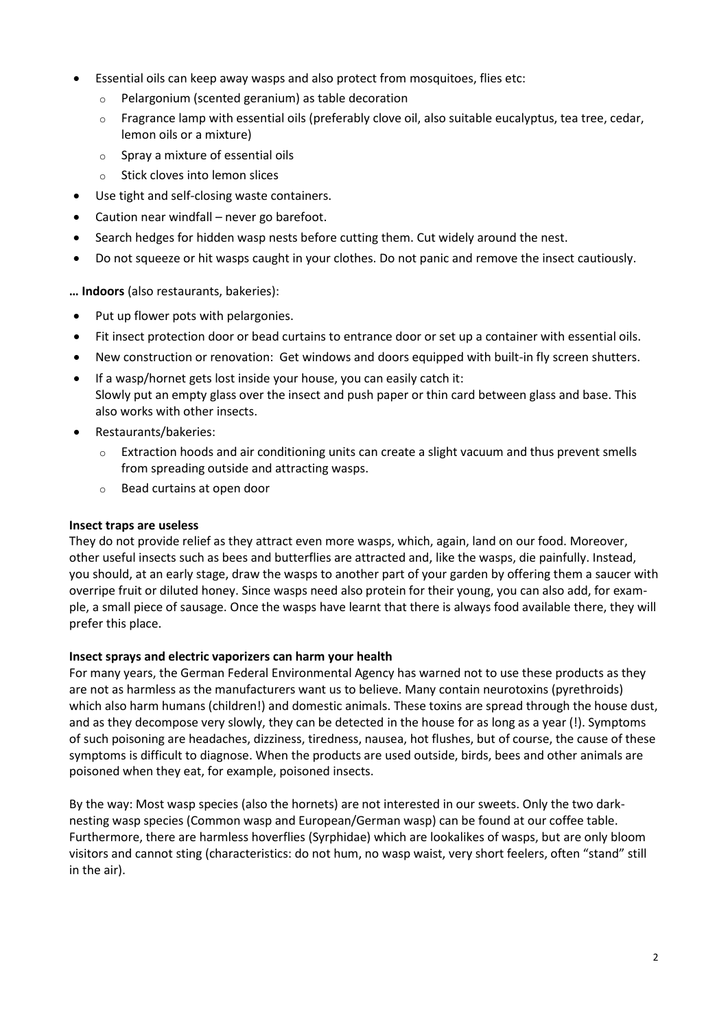- Essential oils can keep away wasps and also protect from mosquitoes, flies etc:
  - Pelargonium (scented geranium) as table decoration
  - Fragrance lamp with essential oils (preferably clove oil, also suitable eucalyptus, tea tree, cedar, lemon oils or a mixture)
  - Spray a mixture of essential oils
  - Stick cloves into lemon slices
- Use tight and self-closing waste containers.
- Caution near windfall – never go barefoot.
- Search hedges for hidden wasp nests before cutting them. Cut widely around the nest.
- Do not squeeze or hit wasps caught in your clothes. Do not panic and remove the insect cautiously.

**… Indoors** (also restaurants, bakeries):

- Put up flower pots with pelargonies.
- Fit insect protection door or bead curtains to entrance door or set up a container with essential oils.
- New construction or renovation: Get windows and doors equipped with built-in fly screen shutters.
- If a wasp/hornet gets lost inside your house, you can easily catch it:
  Slowly put an empty glass over the insect and push paper or thin card between glass and base. This also works with other insects.
- Restaurants/bakeries:
  - Extraction hoods and air conditioning units can create a slight vacuum and thus prevent smells from spreading outside and attracting wasps.
  - Bead curtains at open door

**Insect traps are useless**

They do not provide relief as they attract even more wasps, which, again, land on our food. Moreover, other useful insects such as bees and butterflies are attracted and, like the wasps, die painfully. Instead, you should, at an early stage, draw the wasps to another part of your garden by offering them a saucer with overripe fruit or diluted honey. Since wasps need also protein for their young, you can also add, for example, a small piece of sausage. Once the wasps have learnt that there is always food available there, they will prefer this place.

**Insect sprays and electric vaporizers can harm your health**

For many years, the German Federal Environmental Agency has warned not to use these products as they are not as harmless as the manufacturers want us to believe. Many contain neurotoxins (pyrethroids) which also harm humans (children!) and domestic animals. These toxins are spread through the house dust, and as they decompose very slowly, they can be detected in the house for as long as a year (!). Symptoms of such poisoning are headaches, dizziness, tiredness, nausea, hot flushes, but of course, the cause of these symptoms is difficult to diagnose. When the products are used outside, birds, bees and other animals are poisoned when they eat, for example, poisoned insects.

By the way: Most wasp species (also the hornets) are not interested in our sweets. Only the two dark-nesting wasp species (Common wasp and European/German wasp) can be found at our coffee table. Furthermore, there are harmless hoverflies (Syrphidae) which are lookalikes of wasps, but are only bloom visitors and cannot sting (characteristics: do not hum, no wasp waist, very short feelers, often "stand" still in the air).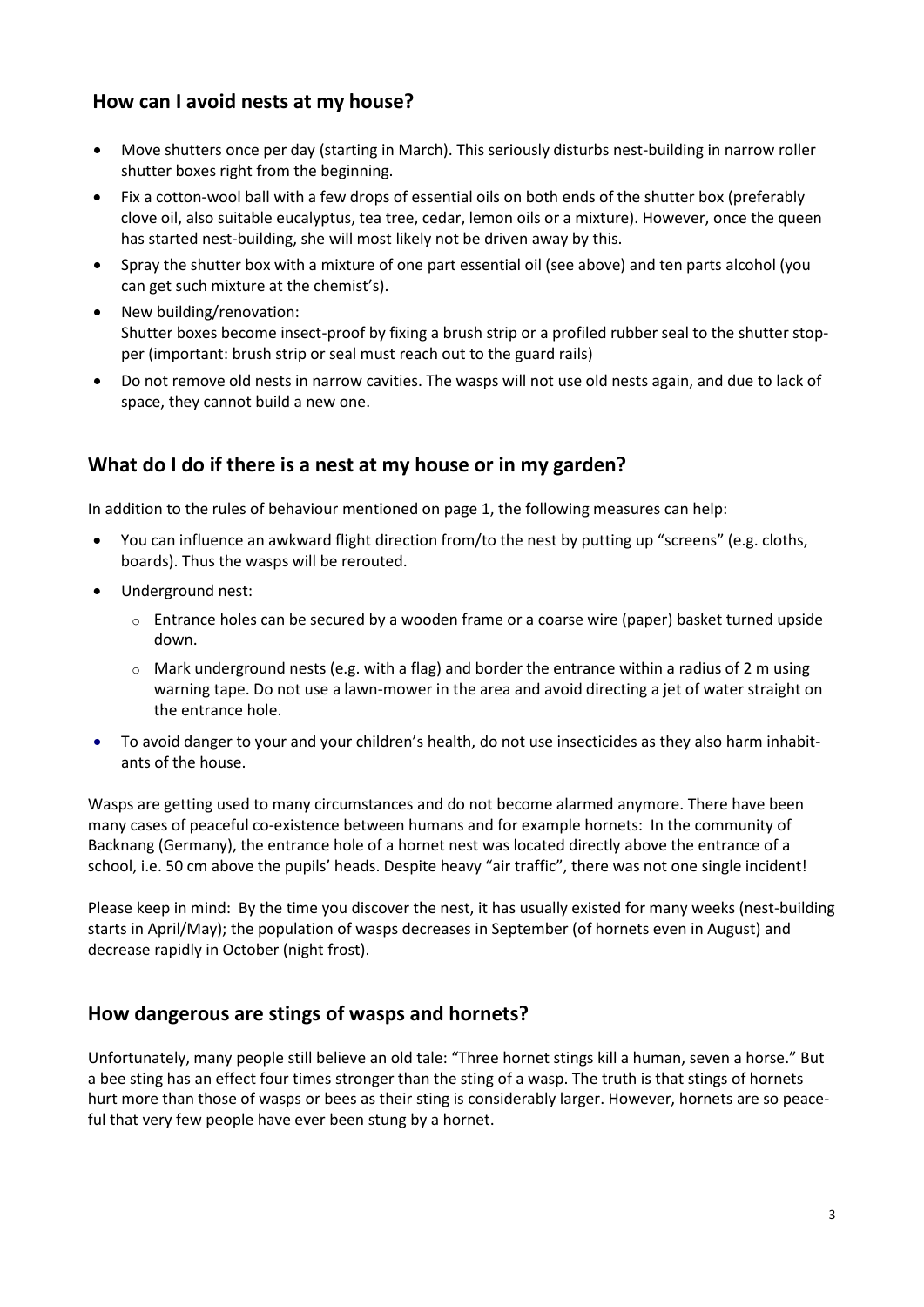## How can I avoid nests at my house?

- Move shutters once per day (starting in March). This seriously disturbs nest-building in narrow roller shutter boxes right from the beginning.
- Fix a cotton-wool ball with a few drops of essential oils on both ends of the shutter box (preferably clove oil, also suitable eucalyptus, tea tree, cedar, lemon oils or a mixture). However, once the queen has started nest-building, she will most likely not be driven away by this.
- Spray the shutter box with a mixture of one part essential oil (see above) and ten parts alcohol (you can get such mixture at the chemist's).
- New building/renovation:
  Shutter boxes become insect-proof by fixing a brush strip or a profiled rubber seal to the shutter stopper (important: brush strip or seal must reach out to the guard rails)
- Do not remove old nests in narrow cavities. The wasps will not use old nests again, and due to lack of space, they cannot build a new one.

## What do I do if there is a nest at my house or in my garden?

In addition to the rules of behaviour mentioned on page 1, the following measures can help:

- You can influence an awkward flight direction from/to the nest by putting up "screens" (e.g. cloths, boards). Thus the wasps will be rerouted.
- Underground nest:
  - Entrance holes can be secured by a wooden frame or a coarse wire (paper) basket turned upside down.
  - Mark underground nests (e.g. with a flag) and border the entrance within a radius of 2 m using warning tape. Do not use a lawn-mower in the area and avoid directing a jet of water straight on the entrance hole.
- To avoid danger to your and your children's health, do not use insecticides as they also harm inhabitants of the house.

Wasps are getting used to many circumstances and do not become alarmed anymore. There have been many cases of peaceful co-existence between humans and for example hornets: In the community of Backnang (Germany), the entrance hole of a hornet nest was located directly above the entrance of a school, i.e. 50 cm above the pupils' heads. Despite heavy "air traffic", there was not one single incident!

Please keep in mind: By the time you discover the nest, it has usually existed for many weeks (nest-building starts in April/May); the population of wasps decreases in September (of hornets even in August) and decrease rapidly in October (night frost).

## How dangerous are stings of wasps and hornets?

Unfortunately, many people still believe an old tale: "Three hornet stings kill a human, seven a horse." But a bee sting has an effect four times stronger than the sting of a wasp. The truth is that stings of hornets hurt more than those of wasps or bees as their sting is considerably larger. However, hornets are so peaceful that very few people have ever been stung by a hornet.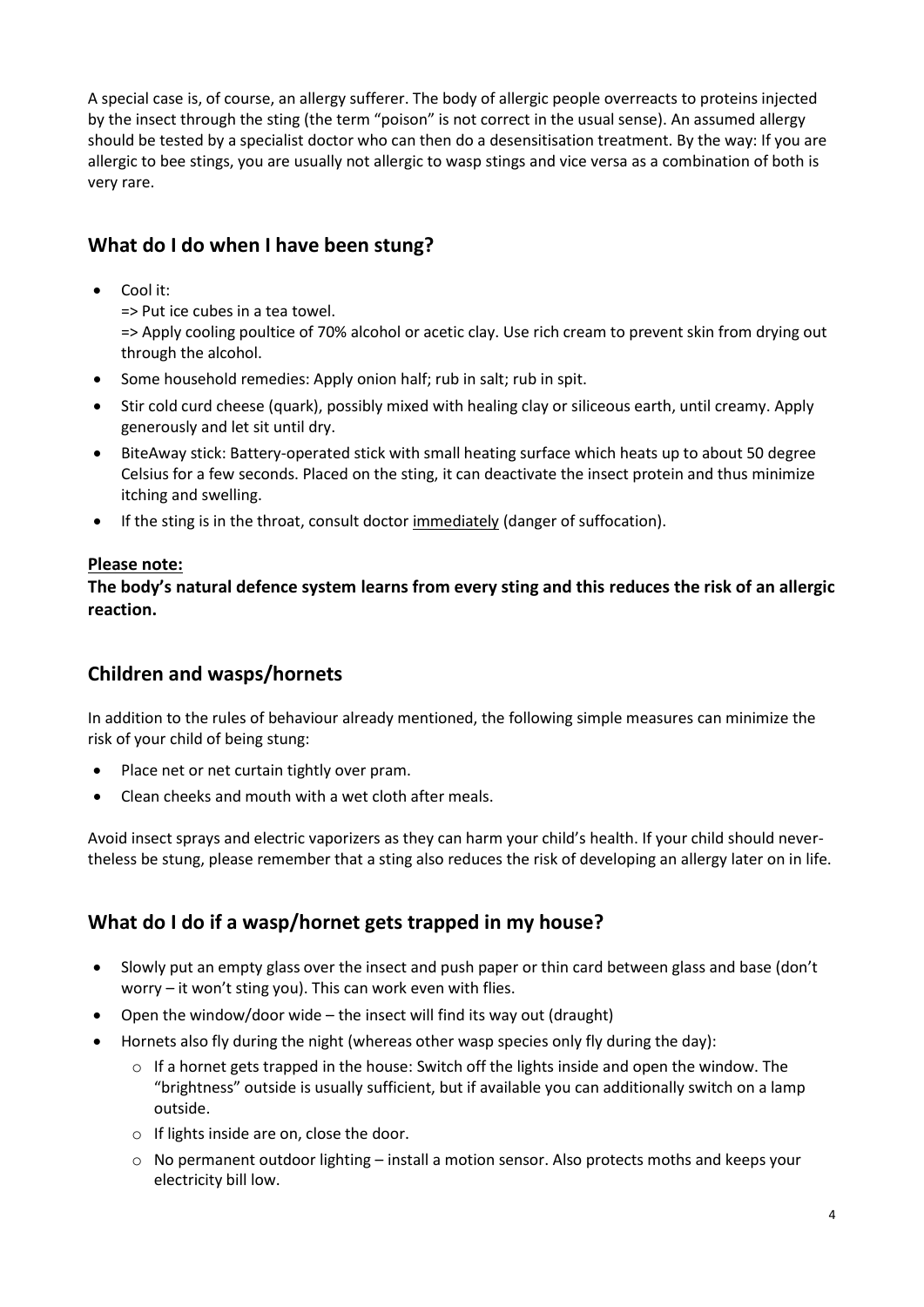A special case is, of course, an allergy sufferer. The body of allergic people overreacts to proteins injected by the insect through the sting (the term "poison" is not correct in the usual sense). An assumed allergy should be tested by a specialist doctor who can then do a desensitisation treatment. By the way: If you are allergic to bee stings, you are usually not allergic to wasp stings and vice versa as a combination of both is very rare.

## What do I do when I have been stung?

- Cool it:
  => Put ice cubes in a tea towel.
  => Apply cooling poultice of 70% alcohol or acetic clay. Use rich cream to prevent skin from drying out through the alcohol.
- Some household remedies: Apply onion half; rub in salt; rub in spit.
- Stir cold curd cheese (quark), possibly mixed with healing clay or siliceous earth, until creamy. Apply generously and let sit until dry.
- BiteAway stick: Battery-operated stick with small heating surface which heats up to about 50 degree Celsius for a few seconds. Placed on the sting, it can deactivate the insect protein and thus minimize itching and swelling.
- If the sting is in the throat, consult doctor <u>immediately</u> (danger of suffocation).

**<u>Please note:</u>**

**The body's natural defence system learns from every sting and this reduces the risk of an allergic reaction.**

## Children and wasps/hornets

In addition to the rules of behaviour already mentioned, the following simple measures can minimize the risk of your child of being stung:

- Place net or net curtain tightly over pram.
- Clean cheeks and mouth with a wet cloth after meals.

Avoid insect sprays and electric vaporizers as they can harm your child's health. If your child should nevertheless be stung, please remember that a sting also reduces the risk of developing an allergy later on in life.

## What do I do if a wasp/hornet gets trapped in my house?

- Slowly put an empty glass over the insect and push paper or thin card between glass and base (don't worry – it won't sting you). This can work even with flies.
- Open the window/door wide – the insect will find its way out (draught)
- Hornets also fly during the night (whereas other wasp species only fly during the day):
  - If a hornet gets trapped in the house: Switch off the lights inside and open the window. The "brightness" outside is usually sufficient, but if available you can additionally switch on a lamp outside.
  - If lights inside are on, close the door.
  - No permanent outdoor lighting – install a motion sensor. Also protects moths and keeps your electricity bill low.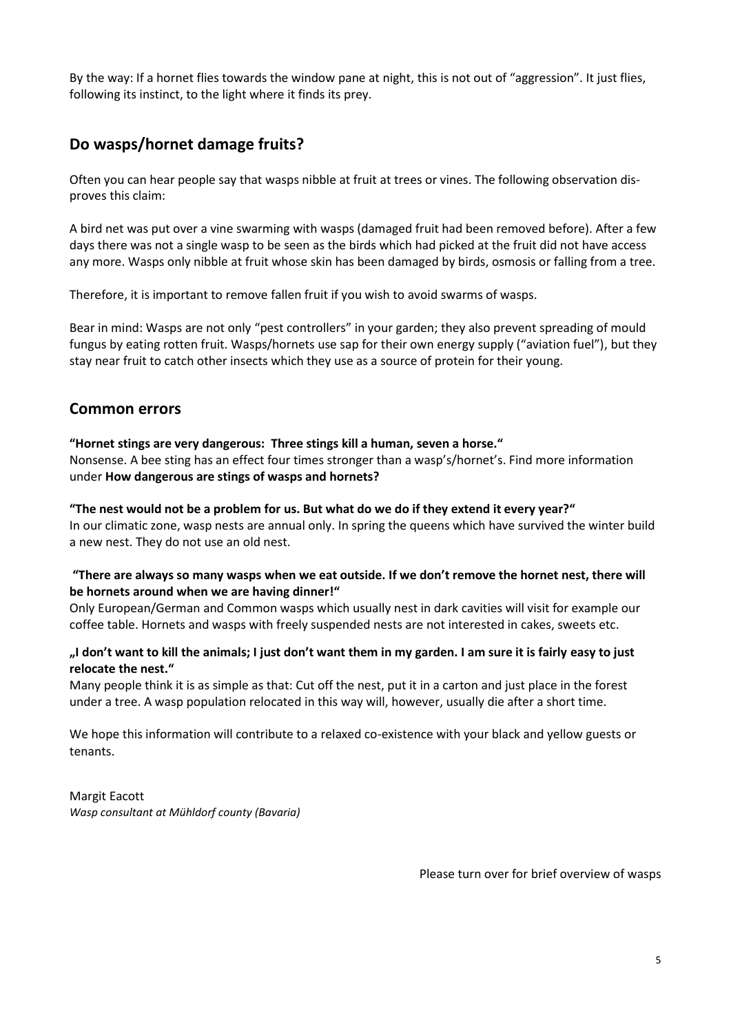By the way: If a hornet flies towards the window pane at night, this is not out of "aggression". It just flies, following its instinct, to the light where it finds its prey.

## Do wasps/hornet damage fruits?

Often you can hear people say that wasps nibble at fruit at trees or vines. The following observation disproves this claim:

A bird net was put over a vine swarming with wasps (damaged fruit had been removed before). After a few days there was not a single wasp to be seen as the birds which had picked at the fruit did not have access any more. Wasps only nibble at fruit whose skin has been damaged by birds, osmosis or falling from a tree.

Therefore, it is important to remove fallen fruit if you wish to avoid swarms of wasps.

Bear in mind: Wasps are not only "pest controllers" in your garden; they also prevent spreading of mould fungus by eating rotten fruit. Wasps/hornets use sap for their own energy supply ("aviation fuel"), but they stay near fruit to catch other insects which they use as a source of protein for their young.

## Common errors

**"Hornet stings are very dangerous: Three stings kill a human, seven a horse."**
Nonsense. A bee sting has an effect four times stronger than a wasp's/hornet's. Find more information under **How dangerous are stings of wasps and hornets?**

**"The nest would not be a problem for us. But what do we do if they extend it every year?"**
In our climatic zone, wasp nests are annual only. In spring the queens which have survived the winter build a new nest. They do not use an old nest.

**"There are always so many wasps when we eat outside. If we don't remove the hornet nest, there will be hornets around when we are having dinner!"**
Only European/German and Common wasps which usually nest in dark cavities will visit for example our coffee table. Hornets and wasps with freely suspended nests are not interested in cakes, sweets etc.

**„I don't want to kill the animals; I just don't want them in my garden. I am sure it is fairly easy to just relocate the nest."**
Many people think it is as simple as that: Cut off the nest, put it in a carton and just place in the forest under a tree. A wasp population relocated in this way will, however, usually die after a short time.

We hope this information will contribute to a relaxed co-existence with your black and yellow guests or tenants.

Margit Eacott
*Wasp consultant at Mühldorf county (Bavaria)*

Please turn over for brief overview of wasps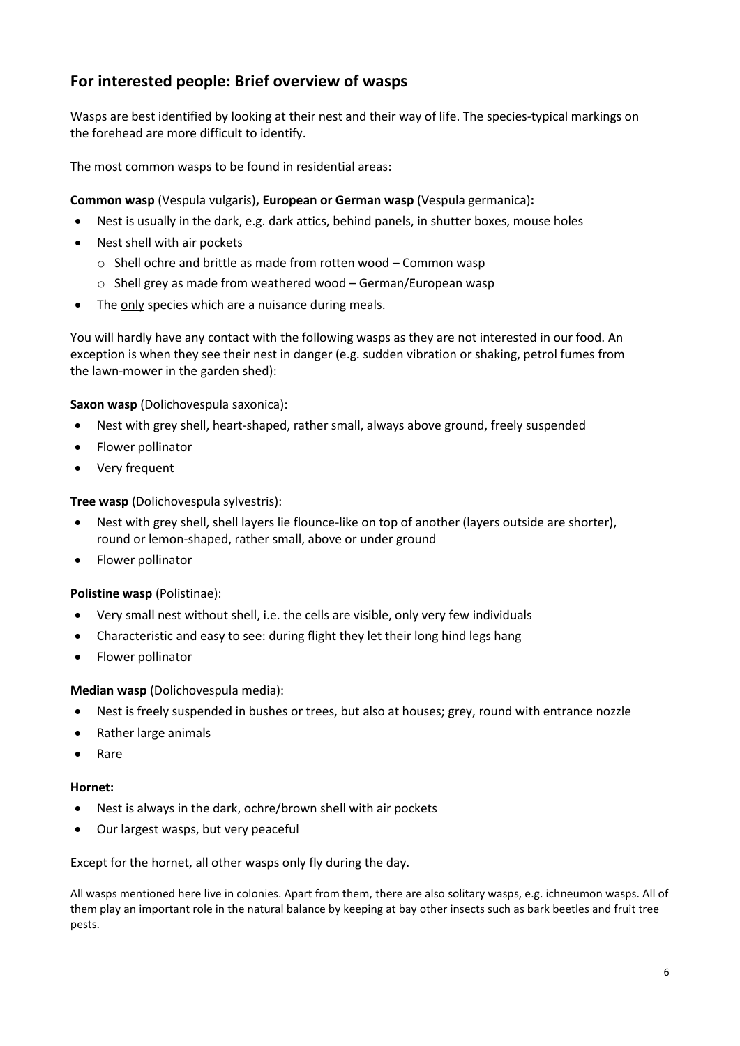## For interested people: Brief overview of wasps

Wasps are best identified by looking at their nest and their way of life. The species-typical markings on the forehead are more difficult to identify.

The most common wasps to be found in residential areas:

**Common wasp** (Vespula vulgaris)**, European or German wasp** (Vespula germanica)**:**

- Nest is usually in the dark, e.g. dark attics, behind panels, in shutter boxes, mouse holes
- Nest shell with air pockets
  - Shell ochre and brittle as made from rotten wood – Common wasp
  - Shell grey as made from weathered wood – German/European wasp
- The <u>only</u> species which are a nuisance during meals.

You will hardly have any contact with the following wasps as they are not interested in our food. An exception is when they see their nest in danger (e.g. sudden vibration or shaking, petrol fumes from the lawn-mower in the garden shed):

**Saxon wasp** (Dolichovespula saxonica):

- Nest with grey shell, heart-shaped, rather small, always above ground, freely suspended
- Flower pollinator
- Very frequent

**Tree wasp** (Dolichovespula sylvestris):

- Nest with grey shell, shell layers lie flounce-like on top of another (layers outside are shorter), round or lemon-shaped, rather small, above or under ground
- Flower pollinator

**Polistine wasp** (Polistinae):

- Very small nest without shell, i.e. the cells are visible, only very few individuals
- Characteristic and easy to see: during flight they let their long hind legs hang
- Flower pollinator

**Median wasp** (Dolichovespula media):

- Nest is freely suspended in bushes or trees, but also at houses; grey, round with entrance nozzle
- Rather large animals
- Rare

**Hornet:**

- Nest is always in the dark, ochre/brown shell with air pockets
- Our largest wasps, but very peaceful

Except for the hornet, all other wasps only fly during the day.

All wasps mentioned here live in colonies. Apart from them, there are also solitary wasps, e.g. ichneumon wasps. All of them play an important role in the natural balance by keeping at bay other insects such as bark beetles and fruit tree pests.